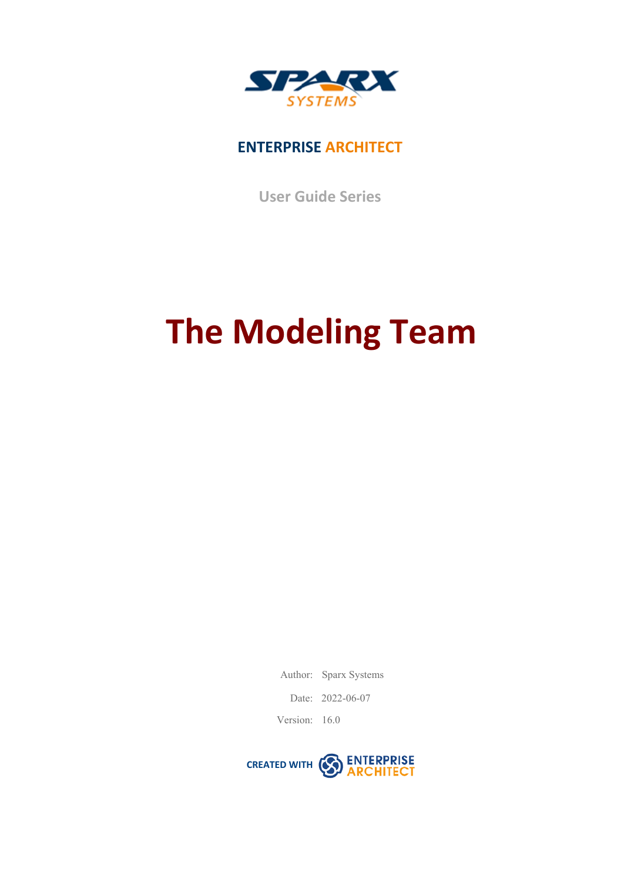SPARX SYSTEMS

**ENTERPRISE ARCHITECT**

User Guide Series

# The Modeling Team

Author: Sparx Systems

Date: 2022-06-07

Version: 16.0

CREATED WITH ENTERPRISE ARCHITECT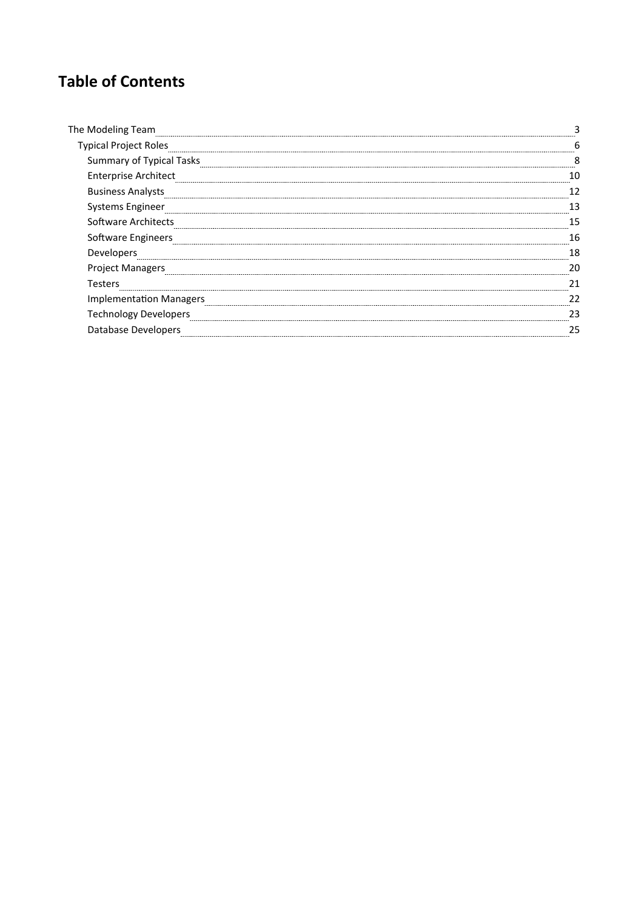# Table of Contents

- The Modeling Team ... 3
  - Typical Project Roles ... 6
    - Summary of Typical Tasks ... 8
    - Enterprise Architect ... 10
    - Business Analysts ... 12
    - Systems Engineer ... 13
    - Software Architects ... 15
    - Software Engineers ... 16
    - Developers ... 18
    - Project Managers ... 20
    - Testers ... 21
    - Implementation Managers ... 22
    - Technology Developers ... 23
    - Database Developers ... 25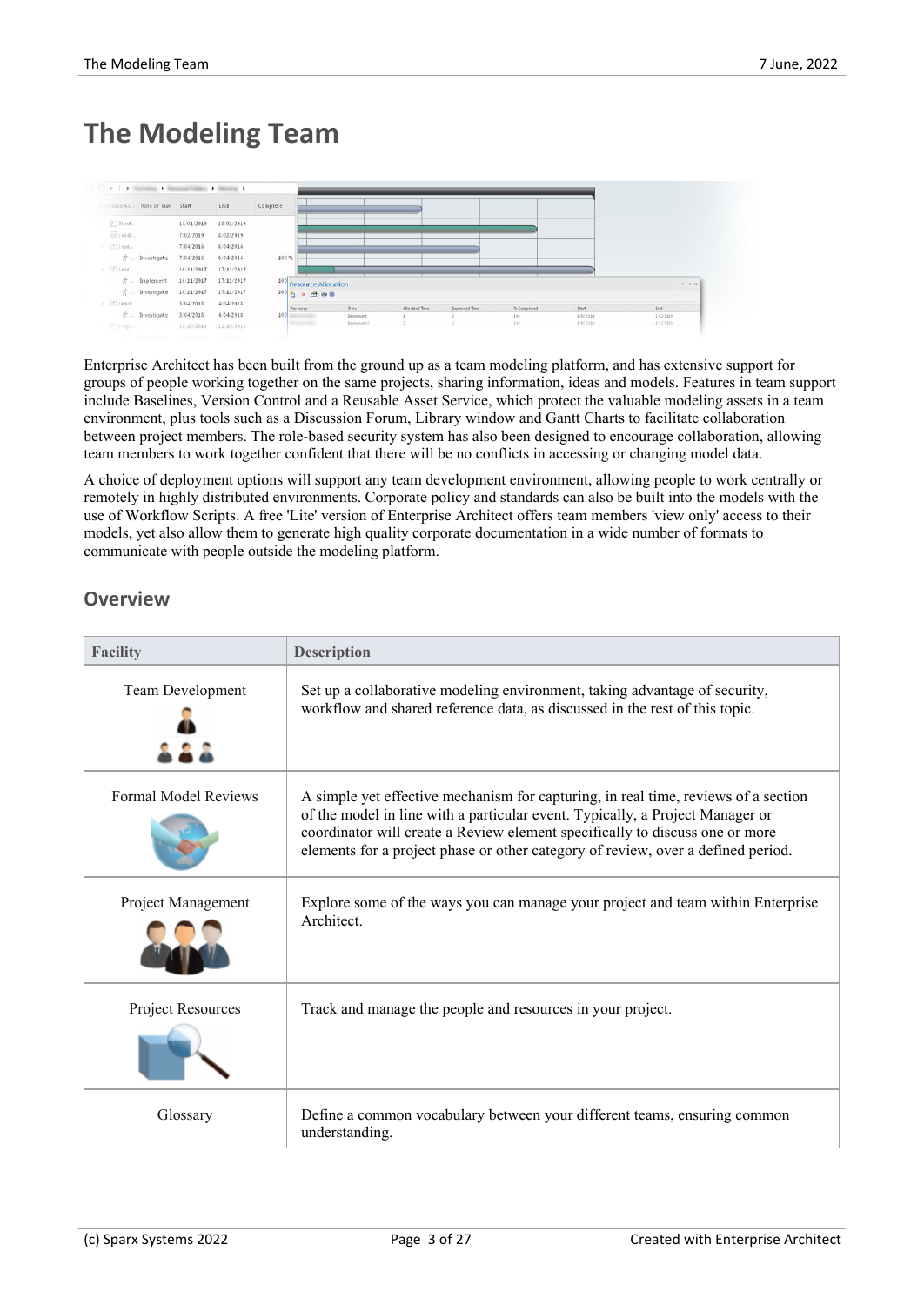# The Modeling Team

Enterprise Architect has been built from the ground up as a team modeling platform, and has extensive support for groups of people working together on the same projects, sharing information, ideas and models. Features in team support include Baselines, Version Control and a Reusable Asset Service, which protect the valuable modeling assets in a team environment, plus tools such as a Discussion Forum, Library window and Gantt Charts to facilitate collaboration between project members. The role-based security system has also been designed to encourage collaboration, allowing team members to work together confident that there will be no conflicts in accessing or changing model data.

A choice of deployment options will support any team development environment, allowing people to work centrally or remotely in highly distributed environments. Corporate policy and standards can also be built into the models with the use of Workflow Scripts. A free 'Lite' version of Enterprise Architect offers team members 'view only' access to their models, yet also allow them to generate high quality corporate documentation in a wide number of formats to communicate with people outside the modeling platform.

## Overview

| Facility | Description |
|---|---|
| Team Development | Set up a collaborative modeling environment, taking advantage of security, workflow and shared reference data, as discussed in the rest of this topic. |
| Formal Model Reviews | A simple yet effective mechanism for capturing, in real time, reviews of a section of the model in line with a particular event. Typically, a Project Manager or coordinator will create a Review element specifically to discuss one or more elements for a project phase or other category of review, over a defined period. |
| Project Management | Explore some of the ways you can manage your project and team within Enterprise Architect. |
| Project Resources | Track and manage the people and resources in your project. |
| Glossary | Define a common vocabulary between your different teams, ensuring common understanding. |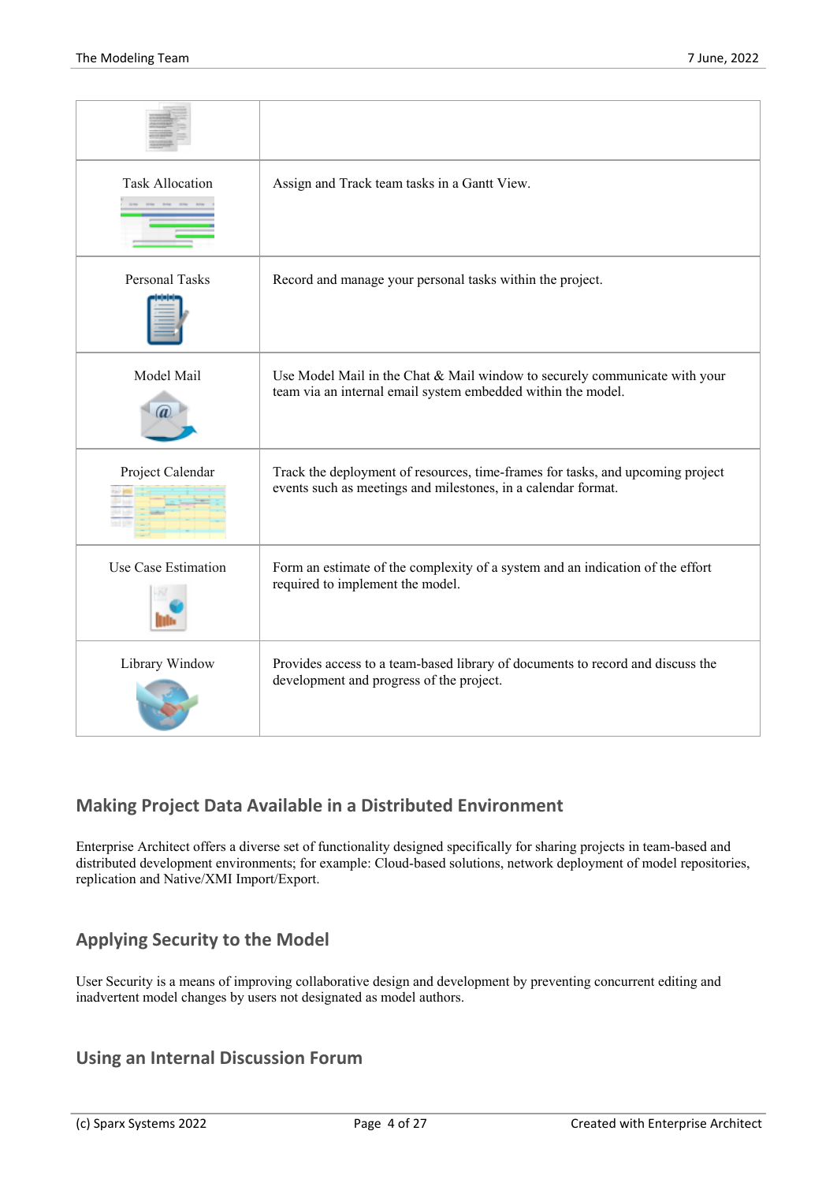| | |
|---|---|
| | |
| Task Allocation | Assign and Track team tasks in a Gantt View. |
| Personal Tasks | Record and manage your personal tasks within the project. |
| Model Mail | Use Model Mail in the Chat & Mail window to securely communicate with your team via an internal email system embedded within the model. |
| Project Calendar | Track the deployment of resources, time-frames for tasks, and upcoming project events such as meetings and milestones, in a calendar format. |
| Use Case Estimation | Form an estimate of the complexity of a system and an indication of the effort required to implement the model. |
| Library Window | Provides access to a team-based library of documents to record and discuss the development and progress of the project. |

## Making Project Data Available in a Distributed Environment

Enterprise Architect offers a diverse set of functionality designed specifically for sharing projects in team-based and distributed development environments; for example: Cloud-based solutions, network deployment of model repositories, replication and Native/XMI Import/Export.

## Applying Security to the Model

User Security is a means of improving collaborative design and development by preventing concurrent editing and inadvertent model changes by users not designated as model authors.

## Using an Internal Discussion Forum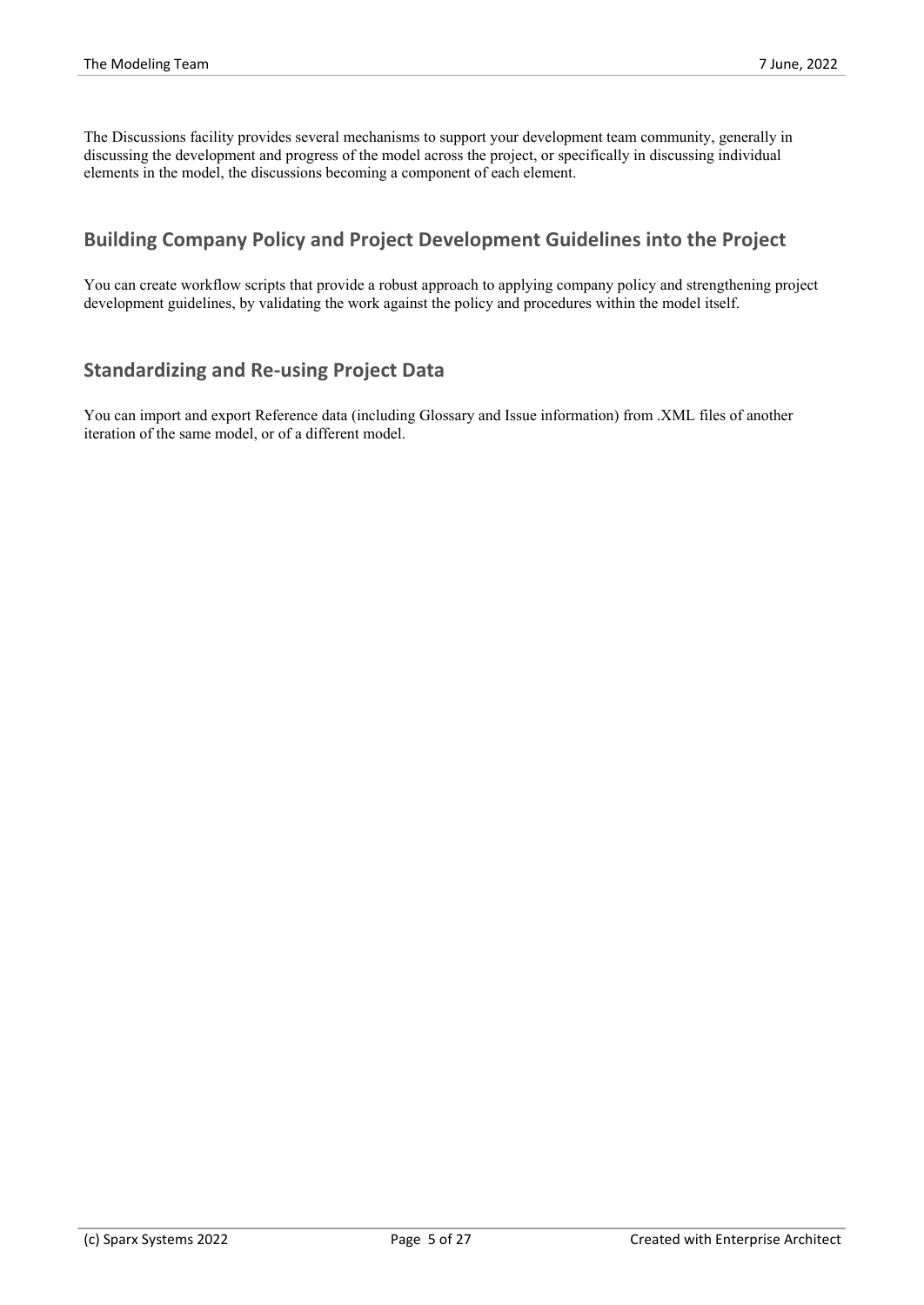The Discussions facility provides several mechanisms to support your development team community, generally in discussing the development and progress of the model across the project, or specifically in discussing individual elements in the model, the discussions becoming a component of each element.

## Building Company Policy and Project Development Guidelines into the Project

You can create workflow scripts that provide a robust approach to applying company policy and strengthening project development guidelines, by validating the work against the policy and procedures within the model itself.

## Standardizing and Re-using Project Data

You can import and export Reference data (including Glossary and Issue information) from .XML files of another iteration of the same model, or of a different model.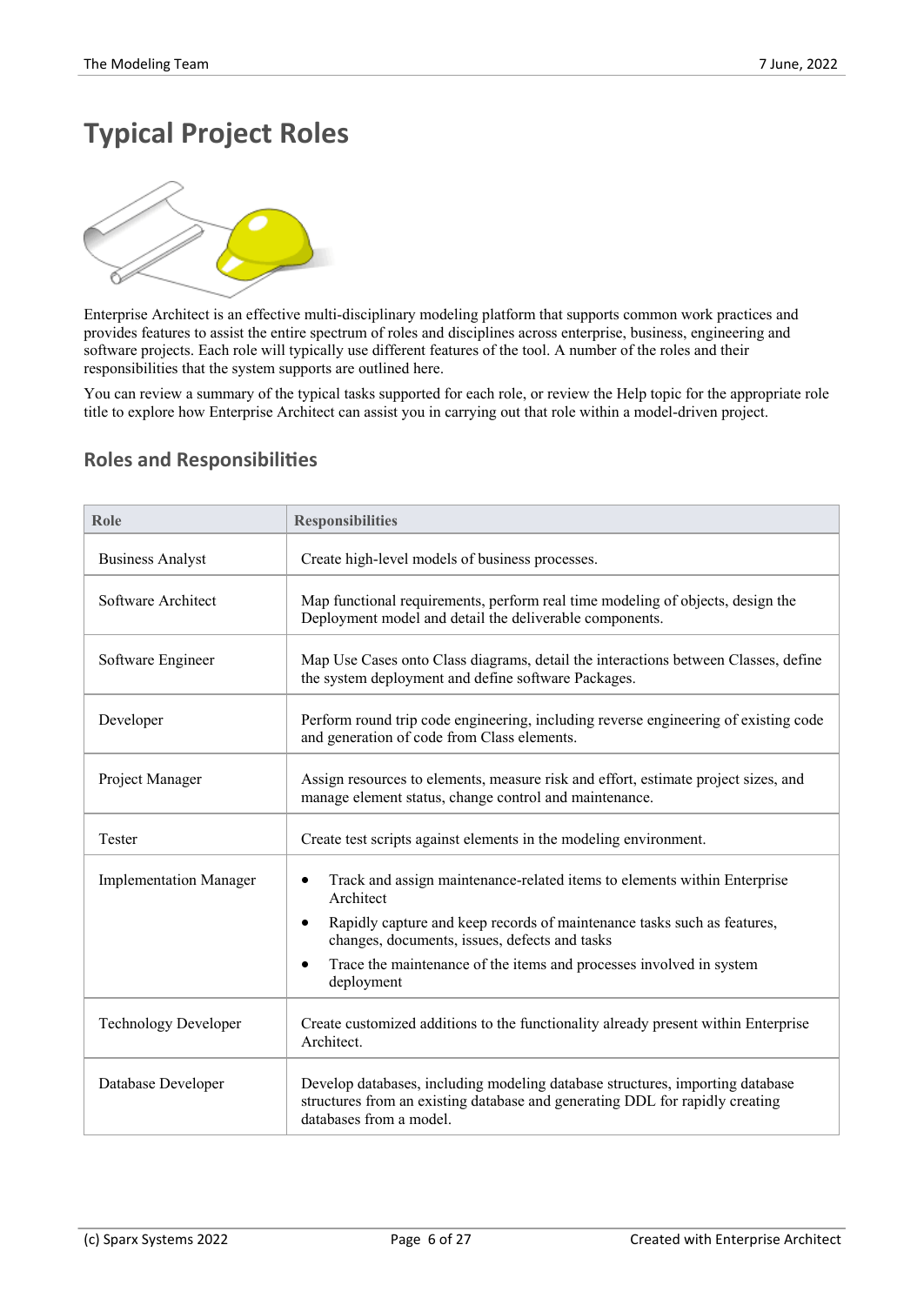# Typical Project Roles

Enterprise Architect is an effective multi-disciplinary modeling platform that supports common work practices and provides features to assist the entire spectrum of roles and disciplines across enterprise, business, engineering and software projects. Each role will typically use different features of the tool. A number of the roles and their responsibilities that the system supports are outlined here.

You can review a summary of the typical tasks supported for each role, or review the Help topic for the appropriate role title to explore how Enterprise Architect can assist you in carrying out that role within a model-driven project.

## Roles and Responsibilities

| Role | Responsibilities |
|---|---|
| Business Analyst | Create high-level models of business processes. |
| Software Architect | Map functional requirements, perform real time modeling of objects, design the Deployment model and detail the deliverable components. |
| Software Engineer | Map Use Cases onto Class diagrams, detail the interactions between Classes, define the system deployment and define software Packages. |
| Developer | Perform round trip code engineering, including reverse engineering of existing code and generation of code from Class elements. |
| Project Manager | Assign resources to elements, measure risk and effort, estimate project sizes, and manage element status, change control and maintenance. |
| Tester | Create test scripts against elements in the modeling environment. |
| Implementation Manager | • Track and assign maintenance-related items to elements within Enterprise Architect<br>• Rapidly capture and keep records of maintenance tasks such as features, changes, documents, issues, defects and tasks<br>• Trace the maintenance of the items and processes involved in system deployment |
| Technology Developer | Create customized additions to the functionality already present within Enterprise Architect. |
| Database Developer | Develop databases, including modeling database structures, importing database structures from an existing database and generating DDL for rapidly creating databases from a model. |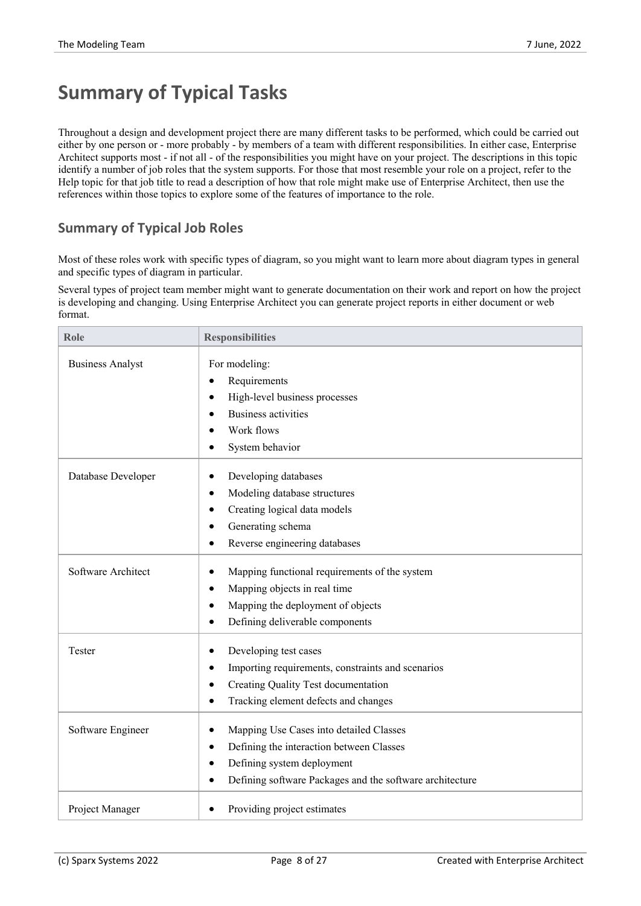# Summary of Typical Tasks

Throughout a design and development project there are many different tasks to be performed, which could be carried out either by one person or - more probably - by members of a team with different responsibilities. In either case, Enterprise Architect supports most - if not all - of the responsibilities you might have on your project. The descriptions in this topic identify a number of job roles that the system supports. For those that most resemble your role on a project, refer to the Help topic for that job title to read a description of how that role might make use of Enterprise Architect, then use the references within those topics to explore some of the features of importance to the role.

## Summary of Typical Job Roles

Most of these roles work with specific types of diagram, so you might want to learn more about diagram types in general and specific types of diagram in particular.

Several types of project team member might want to generate documentation on their work and report on how the project is developing and changing. Using Enterprise Architect you can generate project reports in either document or web format.

| Role | Responsibilities |
| --- | --- |
| Business Analyst | For modeling:<br>• Requirements<br>• High-level business processes<br>• Business activities<br>• Work flows<br>• System behavior |
| Database Developer | • Developing databases<br>• Modeling database structures<br>• Creating logical data models<br>• Generating schema<br>• Reverse engineering databases |
| Software Architect | • Mapping functional requirements of the system<br>• Mapping objects in real time<br>• Mapping the deployment of objects<br>• Defining deliverable components |
| Tester | • Developing test cases<br>• Importing requirements, constraints and scenarios<br>• Creating Quality Test documentation<br>• Tracking element defects and changes |
| Software Engineer | • Mapping Use Cases into detailed Classes<br>• Defining the interaction between Classes<br>• Defining system deployment<br>• Defining software Packages and the software architecture |
| Project Manager | • Providing project estimates |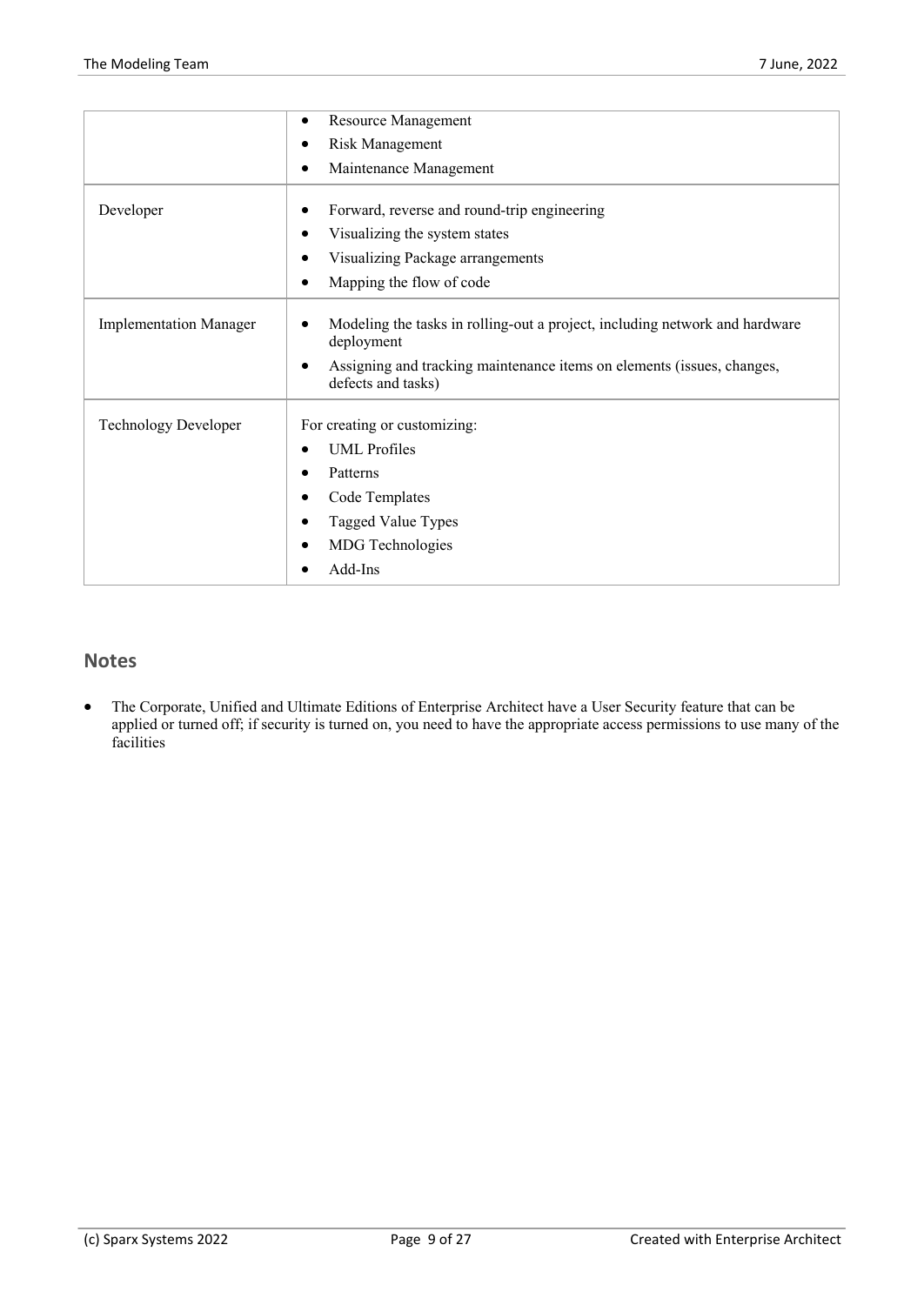| | |
|---|---|
| | • Resource Management<br>• Risk Management<br>• Maintenance Management |
| Developer | • Forward, reverse and round-trip engineering<br>• Visualizing the system states<br>• Visualizing Package arrangements<br>• Mapping the flow of code |
| Implementation Manager | • Modeling the tasks in rolling-out a project, including network and hardware deployment<br>• Assigning and tracking maintenance items on elements (issues, changes, defects and tasks) |
| Technology Developer | For creating or customizing:<br>• UML Profiles<br>• Patterns<br>• Code Templates<br>• Tagged Value Types<br>• MDG Technologies<br>• Add-Ins |

## Notes

- The Corporate, Unified and Ultimate Editions of Enterprise Architect have a User Security feature that can be applied or turned off; if security is turned on, you need to have the appropriate access permissions to use many of the facilities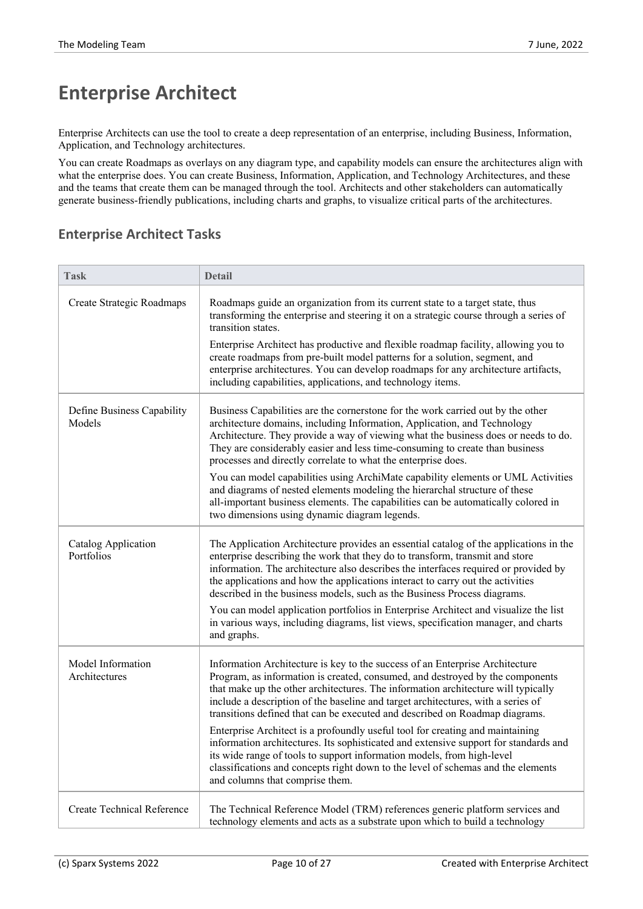# Enterprise Architect

Enterprise Architects can use the tool to create a deep representation of an enterprise, including Business, Information, Application, and Technology architectures.

You can create Roadmaps as overlays on any diagram type, and capability models can ensure the architectures align with what the enterprise does. You can create Business, Information, Application, and Technology Architectures, and these and the teams that create them can be managed through the tool. Architects and other stakeholders can automatically generate business-friendly publications, including charts and graphs, to visualize critical parts of the architectures.

## Enterprise Architect Tasks

| Task | Detail |
|---|---|
| Create Strategic Roadmaps | Roadmaps guide an organization from its current state to a target state, thus transforming the enterprise and steering it on a strategic course through a series of transition states.<br><br>Enterprise Architect has productive and flexible roadmap facility, allowing you to create roadmaps from pre-built model patterns for a solution, segment, and enterprise architectures. You can develop roadmaps for any architecture artifacts, including capabilities, applications, and technology items. |
| Define Business Capability Models | Business Capabilities are the cornerstone for the work carried out by the other architecture domains, including Information, Application, and Technology Architecture. They provide a way of viewing what the business does or needs to do. They are considerably easier and less time-consuming to create than business processes and directly correlate to what the enterprise does.<br><br>You can model capabilities using ArchiMate capability elements or UML Activities and diagrams of nested elements modeling the hierarchal structure of these all-important business elements. The capabilities can be automatically colored in two dimensions using dynamic diagram legends. |
| Catalog Application Portfolios | The Application Architecture provides an essential catalog of the applications in the enterprise describing the work that they do to transform, transmit and store information. The architecture also describes the interfaces required or provided by the applications and how the applications interact to carry out the activities described in the business models, such as the Business Process diagrams.<br><br>You can model application portfolios in Enterprise Architect and visualize the list in various ways, including diagrams, list views, specification manager, and charts and graphs. |
| Model Information Architectures | Information Architecture is key to the success of an Enterprise Architecture Program, as information is created, consumed, and destroyed by the components that make up the other architectures. The information architecture will typically include a description of the baseline and target architectures, with a series of transitions defined that can be executed and described on Roadmap diagrams.<br><br>Enterprise Architect is a profoundly useful tool for creating and maintaining information architectures. Its sophisticated and extensive support for standards and its wide range of tools to support information models, from high-level classifications and concepts right down to the level of schemas and the elements and columns that comprise them. |
| Create Technical Reference | The Technical Reference Model (TRM) references generic platform services and technology elements and acts as a substrate upon which to build a technology |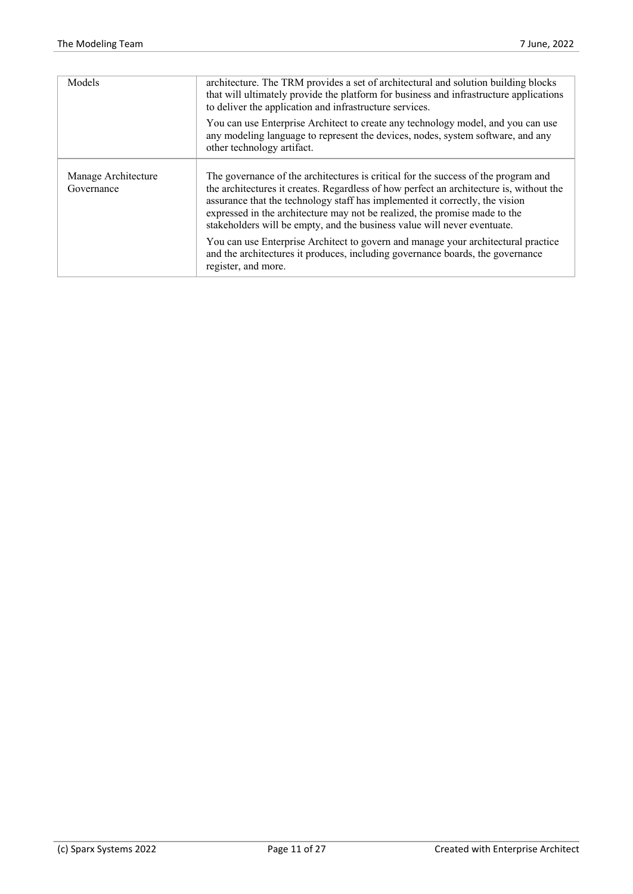| Models | architecture. The TRM provides a set of architectural and solution building blocks that will ultimately provide the platform for business and infrastructure applications to deliver the application and infrastructure services.<br><br>You can use Enterprise Architect to create any technology model, and you can use any modeling language to represent the devices, nodes, system software, and any other technology artifact. |
|---|---|
| Manage Architecture Governance | The governance of the architectures is critical for the success of the program and the architectures it creates. Regardless of how perfect an architecture is, without the assurance that the technology staff has implemented it correctly, the vision expressed in the architecture may not be realized, the promise made to the stakeholders will be empty, and the business value will never eventuate.<br><br>You can use Enterprise Architect to govern and manage your architectural practice and the architectures it produces, including governance boards, the governance register, and more. |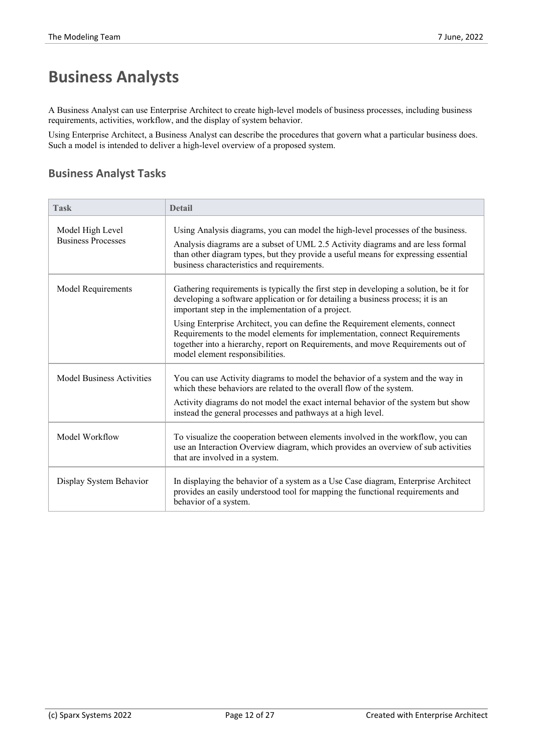# Business Analysts

A Business Analyst can use Enterprise Architect to create high-level models of business processes, including business requirements, activities, workflow, and the display of system behavior.

Using Enterprise Architect, a Business Analyst can describe the procedures that govern what a particular business does. Such a model is intended to deliver a high-level overview of a proposed system.

## Business Analyst Tasks

| Task | Detail |
| --- | --- |
| Model High Level Business Processes | Using Analysis diagrams, you can model the high-level processes of the business.<br><br>Analysis diagrams are a subset of UML 2.5 Activity diagrams and are less formal than other diagram types, but they provide a useful means for expressing essential business characteristics and requirements. |
| Model Requirements | Gathering requirements is typically the first step in developing a solution, be it for developing a software application or for detailing a business process; it is an important step in the implementation of a project.<br><br>Using Enterprise Architect, you can define the Requirement elements, connect Requirements to the model elements for implementation, connect Requirements together into a hierarchy, report on Requirements, and move Requirements out of model element responsibilities. |
| Model Business Activities | You can use Activity diagrams to model the behavior of a system and the way in which these behaviors are related to the overall flow of the system.<br><br>Activity diagrams do not model the exact internal behavior of the system but show instead the general processes and pathways at a high level. |
| Model Workflow | To visualize the cooperation between elements involved in the workflow, you can use an Interaction Overview diagram, which provides an overview of sub activities that are involved in a system. |
| Display System Behavior | In displaying the behavior of a system as a Use Case diagram, Enterprise Architect provides an easily understood tool for mapping the functional requirements and behavior of a system. |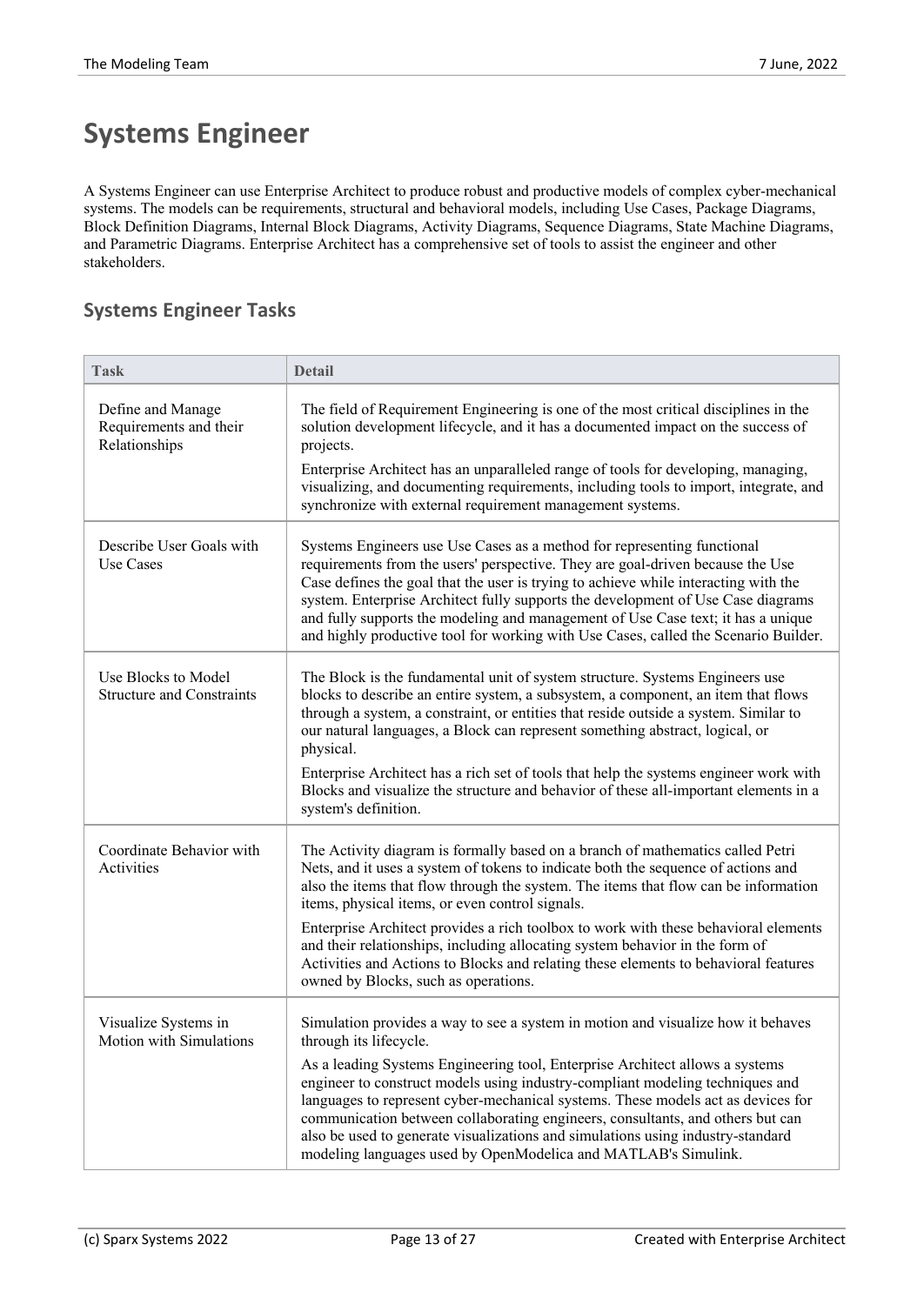# Systems Engineer

A Systems Engineer can use Enterprise Architect to produce robust and productive models of complex cyber-mechanical systems. The models can be requirements, structural and behavioral models, including Use Cases, Package Diagrams, Block Definition Diagrams, Internal Block Diagrams, Activity Diagrams, Sequence Diagrams, State Machine Diagrams, and Parametric Diagrams. Enterprise Architect has a comprehensive set of tools to assist the engineer and other stakeholders.

## Systems Engineer Tasks

| Task | Detail |
|---|---|
| Define and Manage Requirements and their Relationships | The field of Requirement Engineering is one of the most critical disciplines in the solution development lifecycle, and it has a documented impact on the success of projects.<br><br>Enterprise Architect has an unparalleled range of tools for developing, managing, visualizing, and documenting requirements, including tools to import, integrate, and synchronize with external requirement management systems. |
| Describe User Goals with Use Cases | Systems Engineers use Use Cases as a method for representing functional requirements from the users' perspective. They are goal-driven because the Use Case defines the goal that the user is trying to achieve while interacting with the system. Enterprise Architect fully supports the development of Use Case diagrams and fully supports the modeling and management of Use Case text; it has a unique and highly productive tool for working with Use Cases, called the Scenario Builder. |
| Use Blocks to Model Structure and Constraints | The Block is the fundamental unit of system structure. Systems Engineers use blocks to describe an entire system, a subsystem, a component, an item that flows through a system, a constraint, or entities that reside outside a system. Similar to our natural languages, a Block can represent something abstract, logical, or physical.<br><br>Enterprise Architect has a rich set of tools that help the systems engineer work with Blocks and visualize the structure and behavior of these all-important elements in a system's definition. |
| Coordinate Behavior with Activities | The Activity diagram is formally based on a branch of mathematics called Petri Nets, and it uses a system of tokens to indicate both the sequence of actions and also the items that flow through the system. The items that flow can be information items, physical items, or even control signals.<br><br>Enterprise Architect provides a rich toolbox to work with these behavioral elements and their relationships, including allocating system behavior in the form of Activities and Actions to Blocks and relating these elements to behavioral features owned by Blocks, such as operations. |
| Visualize Systems in Motion with Simulations | Simulation provides a way to see a system in motion and visualize how it behaves through its lifecycle.<br><br>As a leading Systems Engineering tool, Enterprise Architect allows a systems engineer to construct models using industry-compliant modeling techniques and languages to represent cyber-mechanical systems. These models act as devices for communication between collaborating engineers, consultants, and others but can also be used to generate visualizations and simulations using industry-standard modeling languages used by OpenModelica and MATLAB's Simulink. |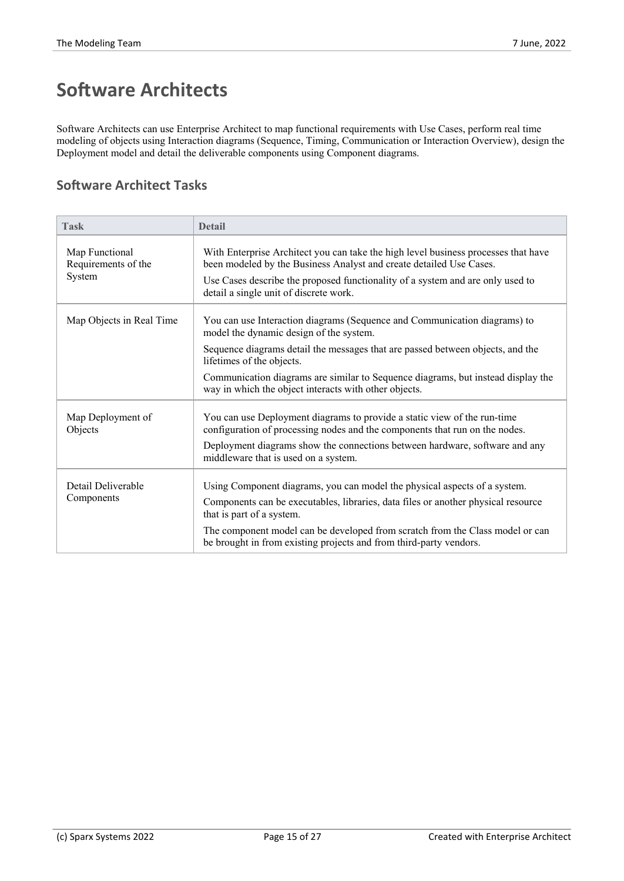# Software Architects

Software Architects can use Enterprise Architect to map functional requirements with Use Cases, perform real time modeling of objects using Interaction diagrams (Sequence, Timing, Communication or Interaction Overview), design the Deployment model and detail the deliverable components using Component diagrams.

## Software Architect Tasks

| Task | Detail |
|---|---|
| Map Functional Requirements of the System | With Enterprise Architect you can take the high level business processes that have been modeled by the Business Analyst and create detailed Use Cases.<br><br>Use Cases describe the proposed functionality of a system and are only used to detail a single unit of discrete work. |
| Map Objects in Real Time | You can use Interaction diagrams (Sequence and Communication diagrams) to model the dynamic design of the system.<br><br>Sequence diagrams detail the messages that are passed between objects, and the lifetimes of the objects.<br><br>Communication diagrams are similar to Sequence diagrams, but instead display the way in which the object interacts with other objects. |
| Map Deployment of Objects | You can use Deployment diagrams to provide a static view of the run-time configuration of processing nodes and the components that run on the nodes.<br><br>Deployment diagrams show the connections between hardware, software and any middleware that is used on a system. |
| Detail Deliverable Components | Using Component diagrams, you can model the physical aspects of a system.<br><br>Components can be executables, libraries, data files or another physical resource that is part of a system.<br><br>The component model can be developed from scratch from the Class model or can be brought in from existing projects and from third-party vendors. |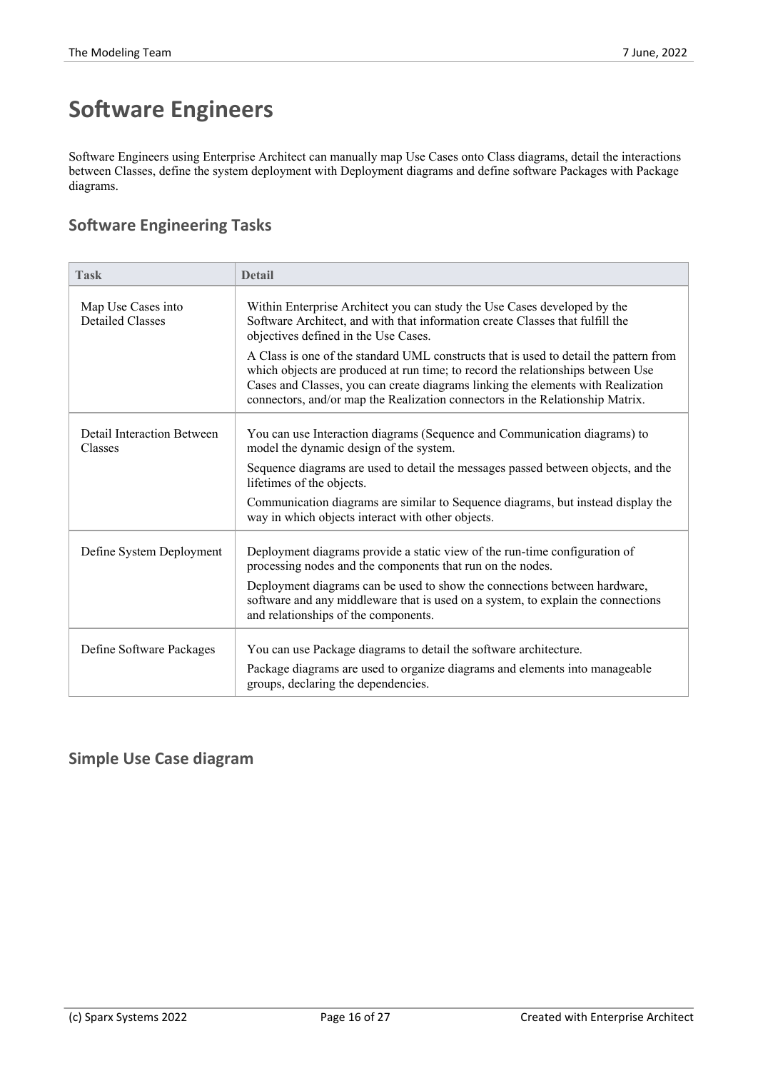# Software Engineers

Software Engineers using Enterprise Architect can manually map Use Cases onto Class diagrams, detail the interactions between Classes, define the system deployment with Deployment diagrams and define software Packages with Package diagrams.

## Software Engineering Tasks

| Task | Detail |
| --- | --- |
| Map Use Cases into Detailed Classes | Within Enterprise Architect you can study the Use Cases developed by the Software Architect, and with that information create Classes that fulfill the objectives defined in the Use Cases.<br><br>A Class is one of the standard UML constructs that is used to detail the pattern from which objects are produced at run time; to record the relationships between Use Cases and Classes, you can create diagrams linking the elements with Realization connectors, and/or map the Realization connectors in the Relationship Matrix. |
| Detail Interaction Between Classes | You can use Interaction diagrams (Sequence and Communication diagrams) to model the dynamic design of the system.<br><br>Sequence diagrams are used to detail the messages passed between objects, and the lifetimes of the objects.<br><br>Communication diagrams are similar to Sequence diagrams, but instead display the way in which objects interact with other objects. |
| Define System Deployment | Deployment diagrams provide a static view of the run-time configuration of processing nodes and the components that run on the nodes.<br><br>Deployment diagrams can be used to show the connections between hardware, software and any middleware that is used on a system, to explain the connections and relationships of the components. |
| Define Software Packages | You can use Package diagrams to detail the software architecture.<br><br>Package diagrams are used to organize diagrams and elements into manageable groups, declaring the dependencies. |

## Simple Use Case diagram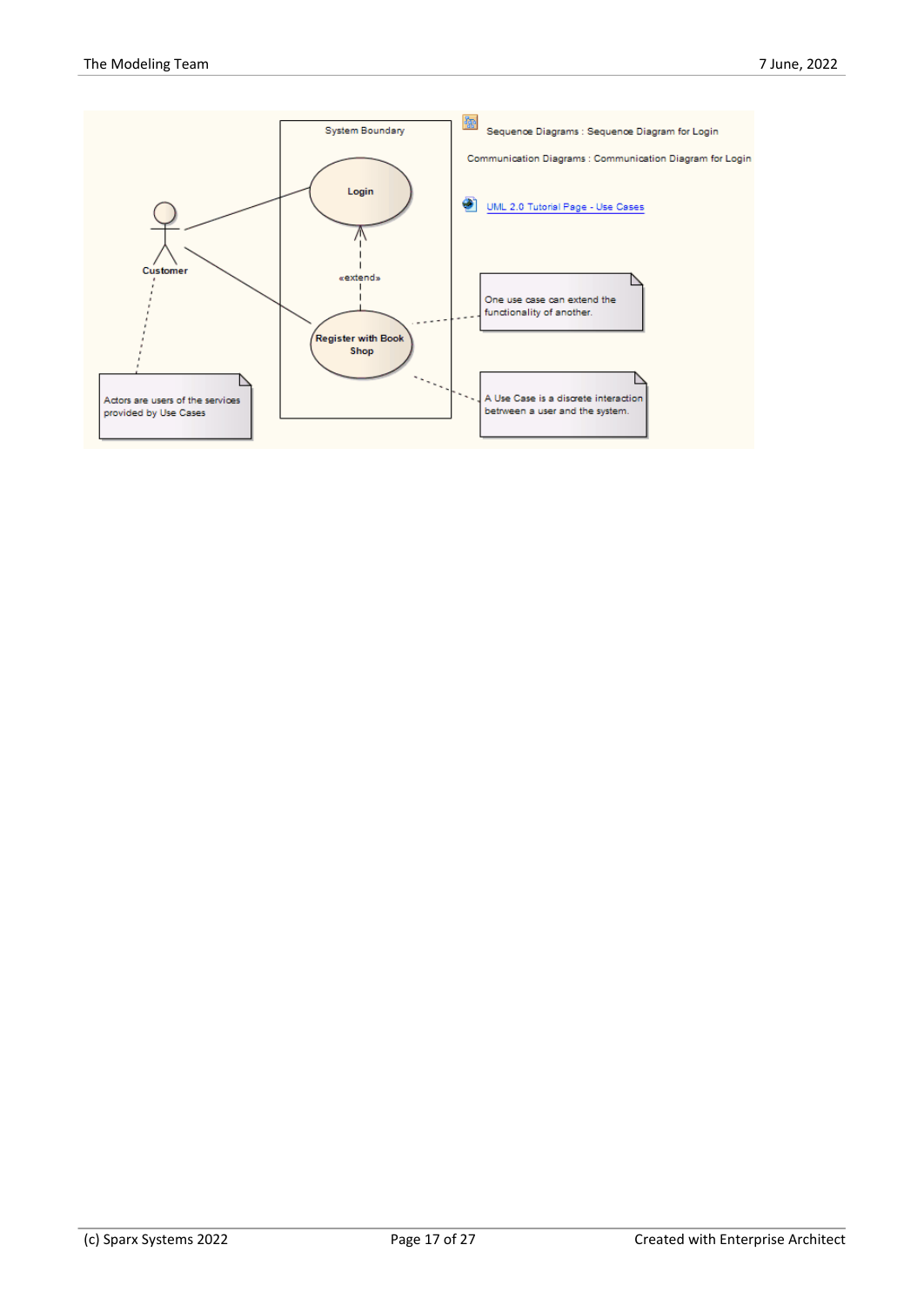System Boundary

Login

«extend»

Register with Book Shop

Customer

Sequence Diagrams : Sequence Diagram for Login

Communication Diagrams : Communication Diagram for Login

UML 2.0 Tutorial Page - Use Cases

One use case can extend the functionality of another.

A Use Case is a discrete interaction between a user and the system.

Actors are users of the services provided by Use Cases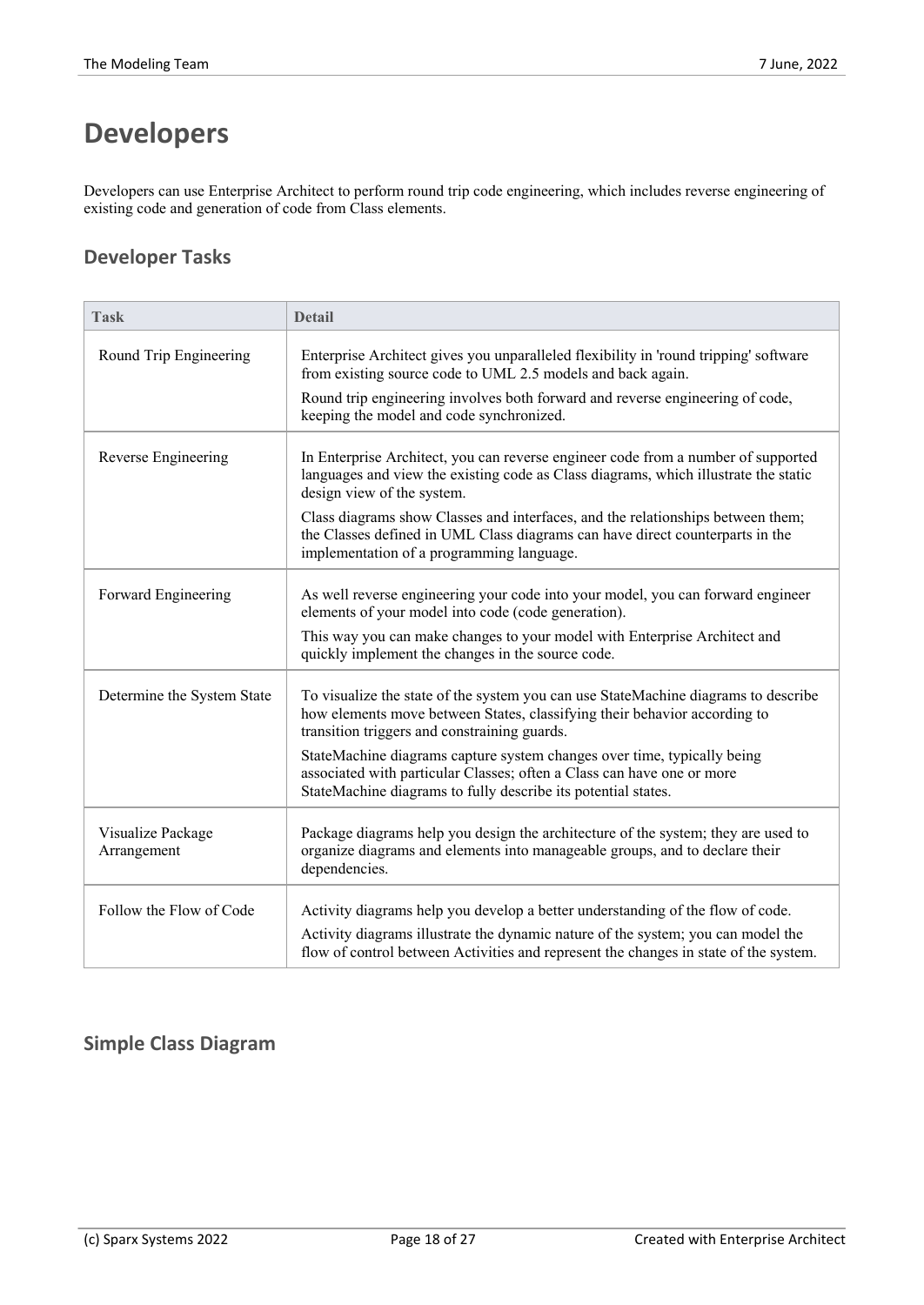# Developers

Developers can use Enterprise Architect to perform round trip code engineering, which includes reverse engineering of existing code and generation of code from Class elements.

## Developer Tasks

| Task | Detail |
|---|---|
| Round Trip Engineering | Enterprise Architect gives you unparalleled flexibility in 'round tripping' software from existing source code to UML 2.5 models and back again.<br><br>Round trip engineering involves both forward and reverse engineering of code, keeping the model and code synchronized. |
| Reverse Engineering | In Enterprise Architect, you can reverse engineer code from a number of supported languages and view the existing code as Class diagrams, which illustrate the static design view of the system.<br><br>Class diagrams show Classes and interfaces, and the relationships between them; the Classes defined in UML Class diagrams can have direct counterparts in the implementation of a programming language. |
| Forward Engineering | As well reverse engineering your code into your model, you can forward engineer elements of your model into code (code generation).<br><br>This way you can make changes to your model with Enterprise Architect and quickly implement the changes in the source code. |
| Determine the System State | To visualize the state of the system you can use StateMachine diagrams to describe how elements move between States, classifying their behavior according to transition triggers and constraining guards.<br><br>StateMachine diagrams capture system changes over time, typically being associated with particular Classes; often a Class can have one or more StateMachine diagrams to fully describe its potential states. |
| Visualize Package Arrangement | Package diagrams help you design the architecture of the system; they are used to organize diagrams and elements into manageable groups, and to declare their dependencies. |
| Follow the Flow of Code | Activity diagrams help you develop a better understanding of the flow of code.<br><br>Activity diagrams illustrate the dynamic nature of the system; you can model the flow of control between Activities and represent the changes in state of the system. |

## Simple Class Diagram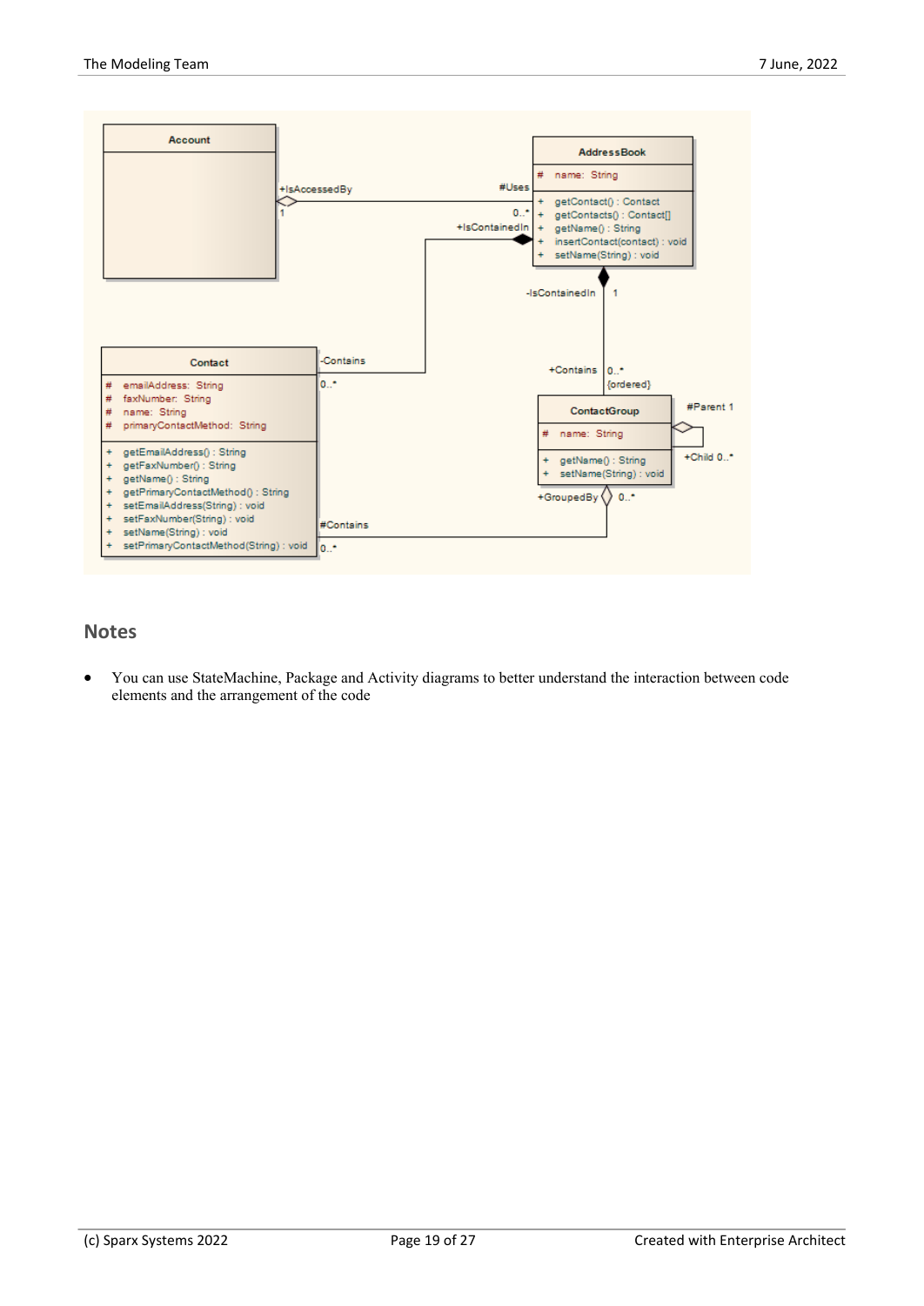## Notes

- You can use StateMachine, Package and Activity diagrams to better understand the interaction between code elements and the arrangement of the code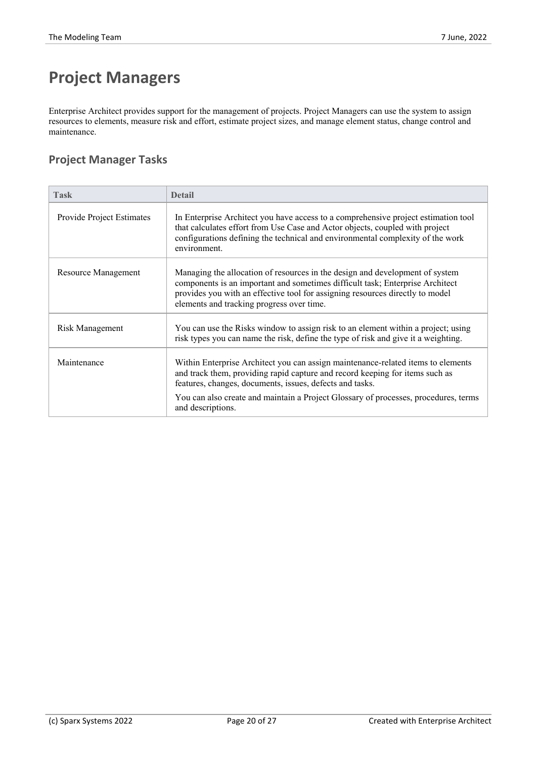# Project Managers

Enterprise Architect provides support for the management of projects. Project Managers can use the system to assign resources to elements, measure risk and effort, estimate project sizes, and manage element status, change control and maintenance.

## Project Manager Tasks

| Task | Detail |
|---|---|
| Provide Project Estimates | In Enterprise Architect you have access to a comprehensive project estimation tool that calculates effort from Use Case and Actor objects, coupled with project configurations defining the technical and environmental complexity of the work environment. |
| Resource Management | Managing the allocation of resources in the design and development of system components is an important and sometimes difficult task; Enterprise Architect provides you with an effective tool for assigning resources directly to model elements and tracking progress over time. |
| Risk Management | You can use the Risks window to assign risk to an element within a project; using risk types you can name the risk, define the type of risk and give it a weighting. |
| Maintenance | Within Enterprise Architect you can assign maintenance-related items to elements and track them, providing rapid capture and record keeping for items such as features, changes, documents, issues, defects and tasks.<br><br>You can also create and maintain a Project Glossary of processes, procedures, terms and descriptions. |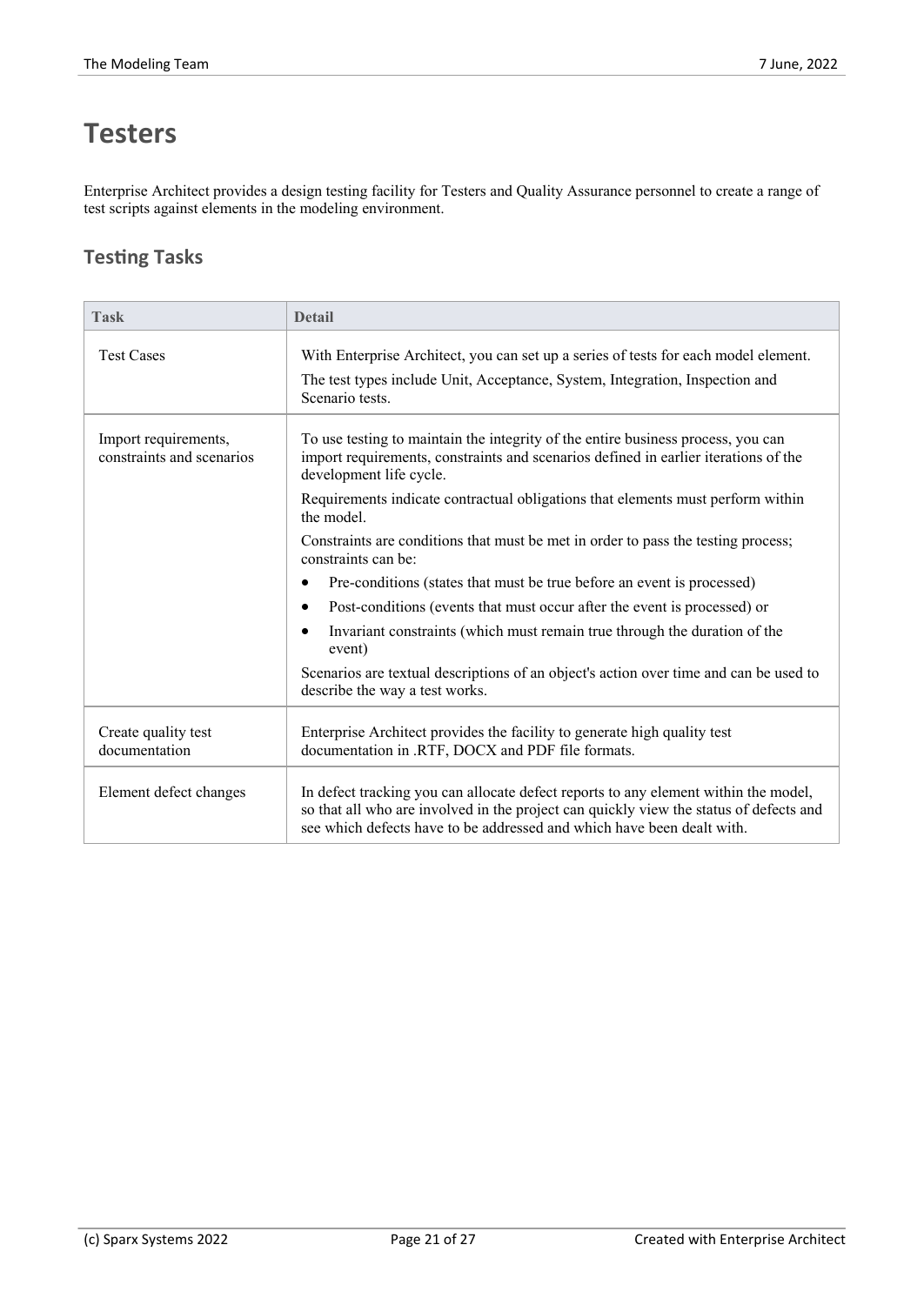# Testers

Enterprise Architect provides a design testing facility for Testers and Quality Assurance personnel to create a range of test scripts against elements in the modeling environment.

## Testing Tasks

| Task | Detail |
|---|---|
| Test Cases | With Enterprise Architect, you can set up a series of tests for each model element.<br>The test types include Unit, Acceptance, System, Integration, Inspection and Scenario tests. |
| Import requirements, constraints and scenarios | To use testing to maintain the integrity of the entire business process, you can import requirements, constraints and scenarios defined in earlier iterations of the development life cycle.<br>Requirements indicate contractual obligations that elements must perform within the model.<br>Constraints are conditions that must be met in order to pass the testing process; constraints can be:<br>• Pre-conditions (states that must be true before an event is processed)<br>• Post-conditions (events that must occur after the event is processed) or<br>• Invariant constraints (which must remain true through the duration of the event)<br>Scenarios are textual descriptions of an object's action over time and can be used to describe the way a test works. |
| Create quality test documentation | Enterprise Architect provides the facility to generate high quality test documentation in .RTF, DOCX and PDF file formats. |
| Element defect changes | In defect tracking you can allocate defect reports to any element within the model, so that all who are involved in the project can quickly view the status of defects and see which defects have to be addressed and which have been dealt with. |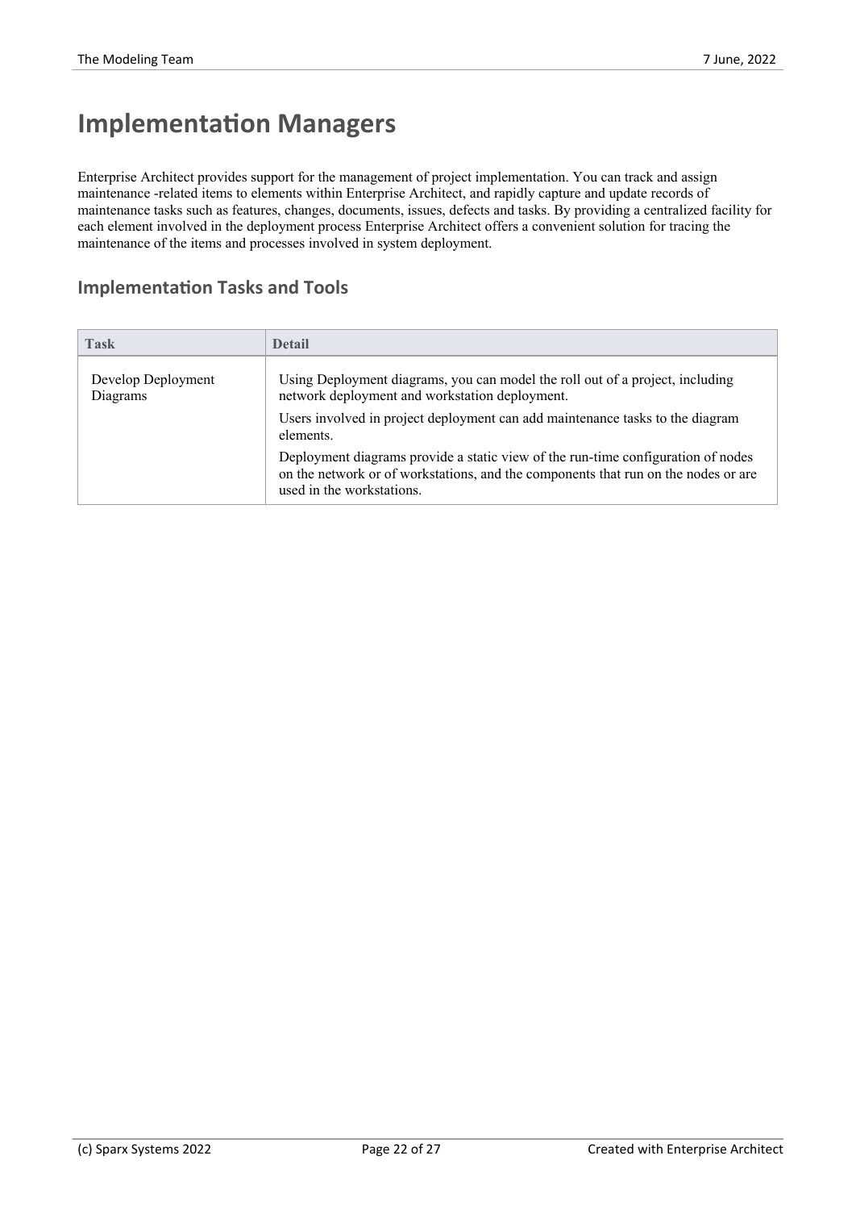# Implementation Managers

Enterprise Architect provides support for the management of project implementation. You can track and assign maintenance -related items to elements within Enterprise Architect, and rapidly capture and update records of maintenance tasks such as features, changes, documents, issues, defects and tasks. By providing a centralized facility for each element involved in the deployment process Enterprise Architect offers a convenient solution for tracing the maintenance of the items and processes involved in system deployment.

## Implementation Tasks and Tools

| Task | Detail |
|---|---|
| Develop Deployment Diagrams | Using Deployment diagrams, you can model the roll out of a project, including network deployment and workstation deployment.<br>Users involved in project deployment can add maintenance tasks to the diagram elements.<br>Deployment diagrams provide a static view of the run-time configuration of nodes on the network or of workstations, and the components that run on the nodes or are used in the workstations. |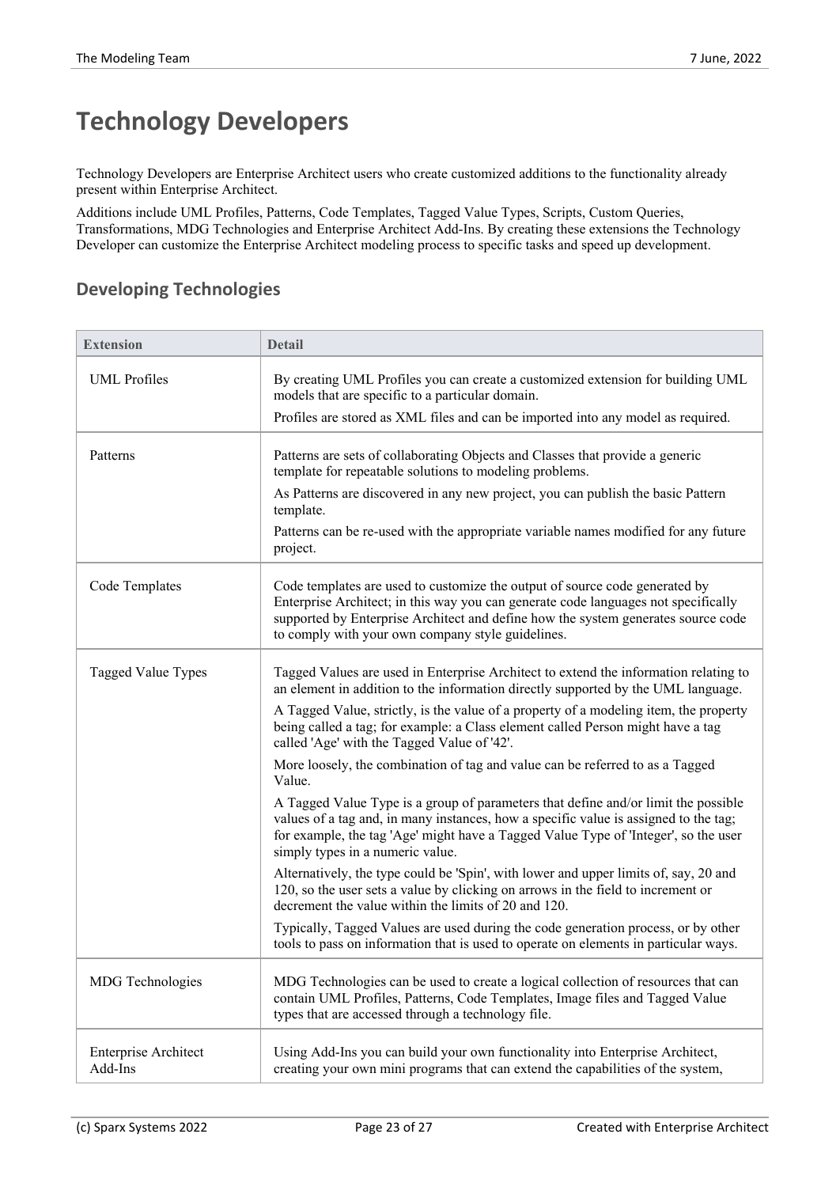# Technology Developers

Technology Developers are Enterprise Architect users who create customized additions to the functionality already present within Enterprise Architect.

Additions include UML Profiles, Patterns, Code Templates, Tagged Value Types, Scripts, Custom Queries, Transformations, MDG Technologies and Enterprise Architect Add-Ins. By creating these extensions the Technology Developer can customize the Enterprise Architect modeling process to specific tasks and speed up development.

## Developing Technologies

| Extension | Detail |
|---|---|
| UML Profiles | By creating UML Profiles you can create a customized extension for building UML models that are specific to a particular domain.<br><br>Profiles are stored as XML files and can be imported into any model as required. |
| Patterns | Patterns are sets of collaborating Objects and Classes that provide a generic template for repeatable solutions to modeling problems.<br><br>As Patterns are discovered in any new project, you can publish the basic Pattern template.<br><br>Patterns can be re-used with the appropriate variable names modified for any future project. |
| Code Templates | Code templates are used to customize the output of source code generated by Enterprise Architect; in this way you can generate code languages not specifically supported by Enterprise Architect and define how the system generates source code to comply with your own company style guidelines. |
| Tagged Value Types | Tagged Values are used in Enterprise Architect to extend the information relating to an element in addition to the information directly supported by the UML language.<br><br>A Tagged Value, strictly, is the value of a property of a modeling item, the property being called a tag; for example: a Class element called Person might have a tag called 'Age' with the Tagged Value of '42'.<br><br>More loosely, the combination of tag and value can be referred to as a Tagged Value.<br><br>A Tagged Value Type is a group of parameters that define and/or limit the possible values of a tag and, in many instances, how a specific value is assigned to the tag; for example, the tag 'Age' might have a Tagged Value Type of 'Integer', so the user simply types in a numeric value.<br><br>Alternatively, the type could be 'Spin', with lower and upper limits of, say, 20 and 120, so the user sets a value by clicking on arrows in the field to increment or decrement the value within the limits of 20 and 120.<br><br>Typically, Tagged Values are used during the code generation process, or by other tools to pass on information that is used to operate on elements in particular ways. |
| MDG Technologies | MDG Technologies can be used to create a logical collection of resources that can contain UML Profiles, Patterns, Code Templates, Image files and Tagged Value types that are accessed through a technology file. |
| Enterprise Architect Add-Ins | Using Add-Ins you can build your own functionality into Enterprise Architect, creating your own mini programs that can extend the capabilities of the system, |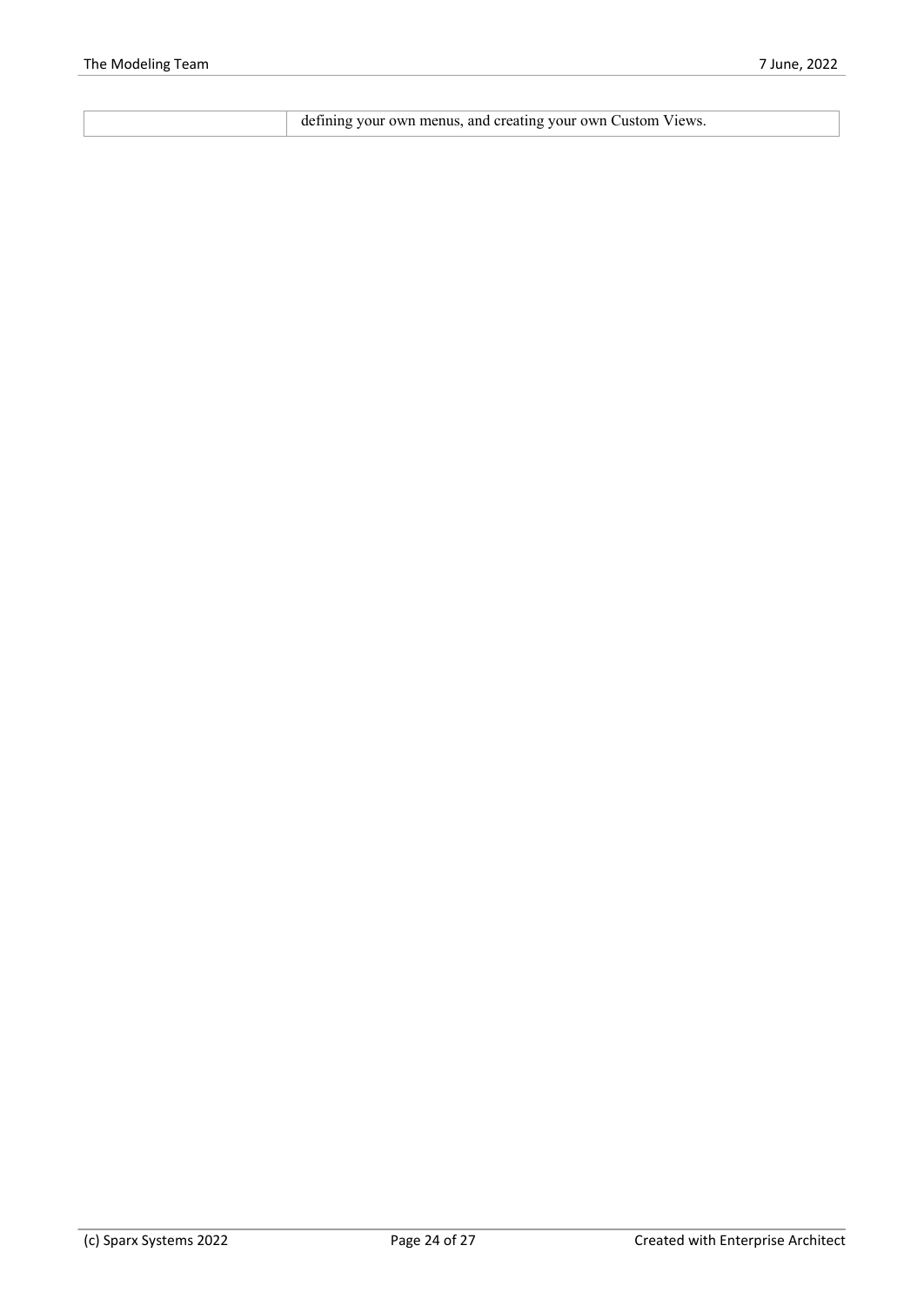| | |
|---|---|
| | defining your own menus, and creating your own Custom Views. |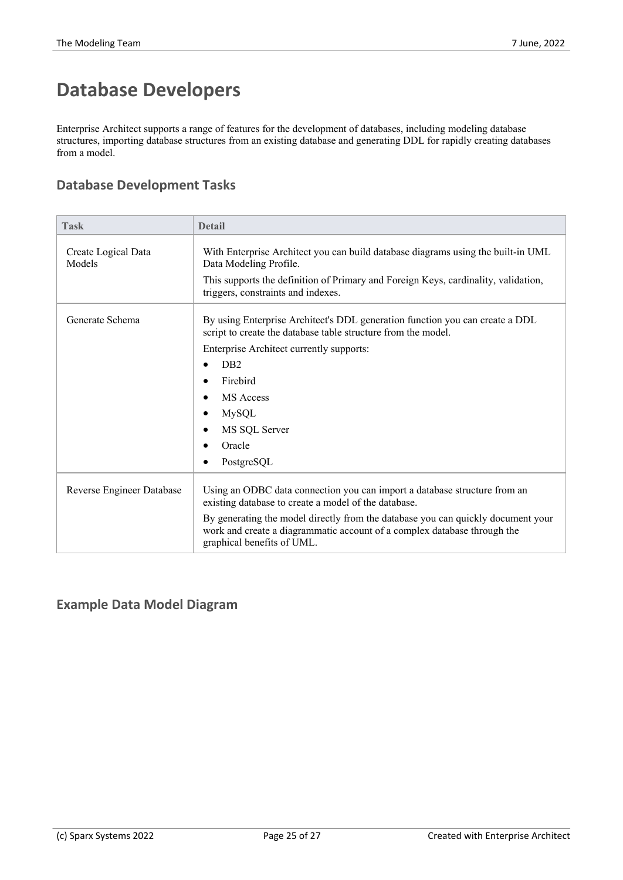# Database Developers

Enterprise Architect supports a range of features for the development of databases, including modeling database structures, importing database structures from an existing database and generating DDL for rapidly creating databases from a model.

## Database Development Tasks

| Task | Detail |
|---|---|
| Create Logical Data Models | With Enterprise Architect you can build database diagrams using the built-in UML Data Modeling Profile.<br><br>This supports the definition of Primary and Foreign Keys, cardinality, validation, triggers, constraints and indexes. |
| Generate Schema | By using Enterprise Architect's DDL generation function you can create a DDL script to create the database table structure from the model.<br><br>Enterprise Architect currently supports:<br>• DB2<br>• Firebird<br>• MS Access<br>• MySQL<br>• MS SQL Server<br>• Oracle<br>• PostgreSQL |
| Reverse Engineer Database | Using an ODBC data connection you can import a database structure from an existing database to create a model of the database.<br><br>By generating the model directly from the database you can quickly document your work and create a diagrammatic account of a complex database through the graphical benefits of UML. |

## Example Data Model Diagram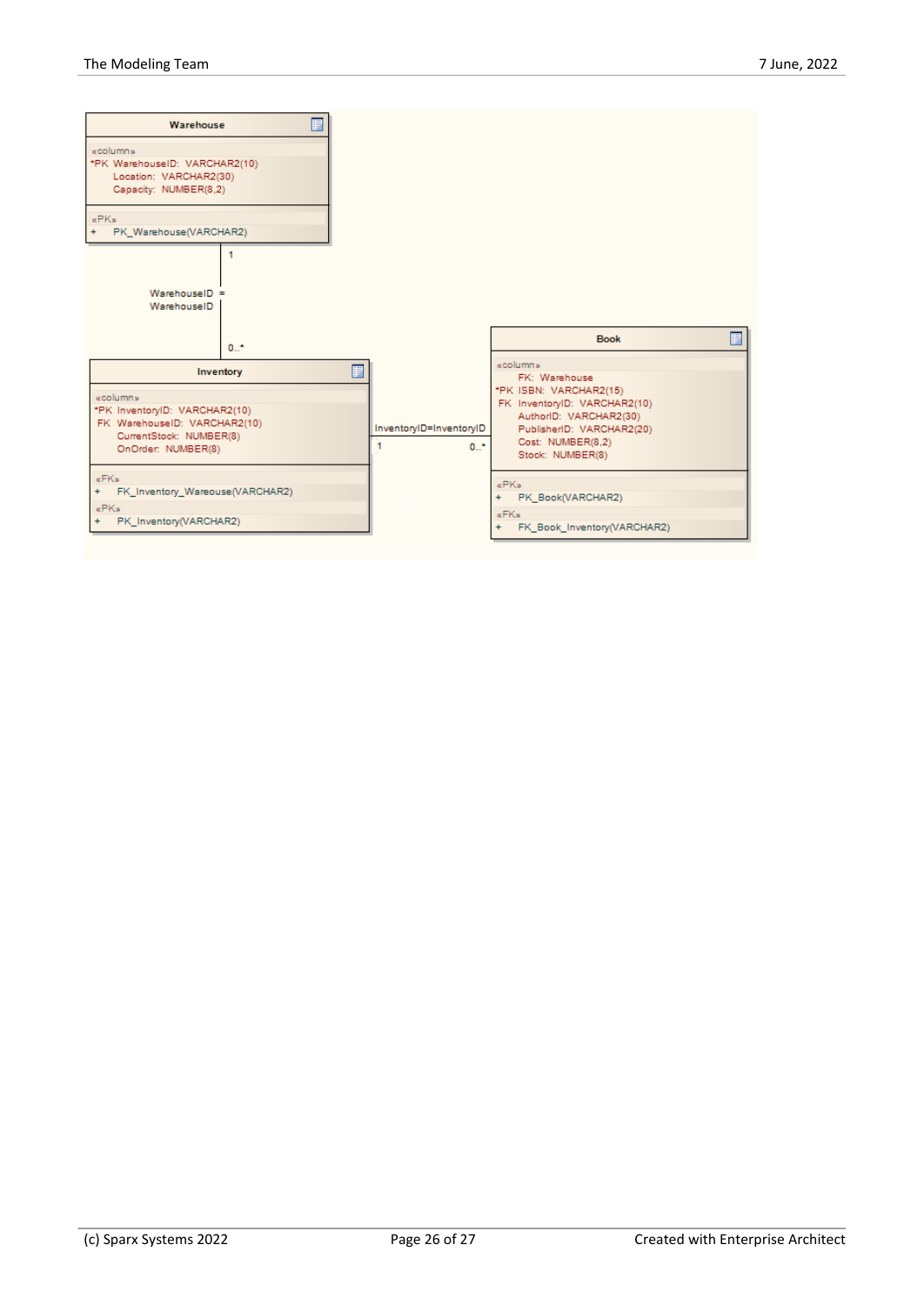Warehouse

«column»
*PK WarehouseID: VARCHAR2(10)
Location: VARCHAR2(30)
Capacity: NUMBER(8,2)

«PK»
+ PK_Warehouse(VARCHAR2)

1

WarehouseID = WarehouseID

0..*

Inventory

«column»
*PK InventoryID: VARCHAR2(10)
FK WarehouseID: VARCHAR2(10)
CurrentStock: NUMBER(8)
OnOrder: NUMBER(8)

«FK»
+ FK_Inventory_Wareouse(VARCHAR2)
«PK»
+ PK_Inventory(VARCHAR2)

InventoryID=InventoryID

1

0..*

Book

«column»
FK: Warehouse
*PK ISBN: VARCHAR2(15)
FK InventoryID: VARCHAR2(10)
AuthorID: VARCHAR2(30)
PublisherID: VARCHAR2(20)
Cost: NUMBER(8,2)
Stock: NUMBER(8)

«PK»
+ PK_Book(VARCHAR2)
«FK»
+ FK_Book_Inventory(VARCHAR2)